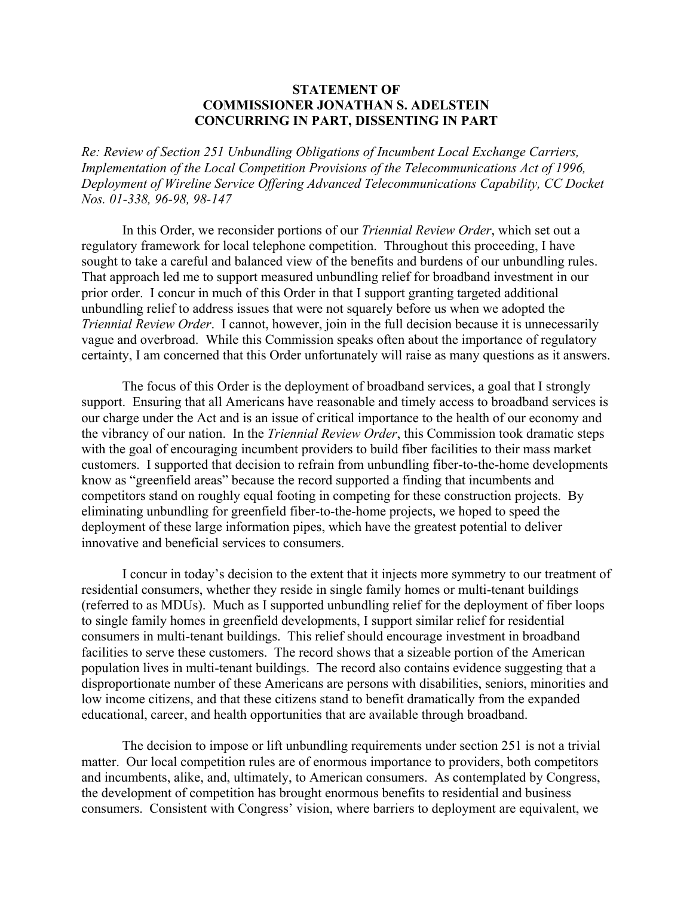**STATEMENT OF**
**COMMISSIONER JONATHAN S. ADELSTEIN**
**CONCURRING IN PART, DISSENTING IN PART**

*Re: Review of Section 251 Unbundling Obligations of Incumbent Local Exchange Carriers, Implementation of the Local Competition Provisions of the Telecommunications Act of 1996, Deployment of Wireline Service Offering Advanced Telecommunications Capability, CC Docket Nos. 01-338, 96-98, 98-147*

In this Order, we reconsider portions of our *Triennial Review Order*, which set out a regulatory framework for local telephone competition. Throughout this proceeding, I have sought to take a careful and balanced view of the benefits and burdens of our unbundling rules. That approach led me to support measured unbundling relief for broadband investment in our prior order. I concur in much of this Order in that I support granting targeted additional unbundling relief to address issues that were not squarely before us when we adopted the *Triennial Review Order*. I cannot, however, join in the full decision because it is unnecessarily vague and overbroad. While this Commission speaks often about the importance of regulatory certainty, I am concerned that this Order unfortunately will raise as many questions as it answers.

The focus of this Order is the deployment of broadband services, a goal that I strongly support. Ensuring that all Americans have reasonable and timely access to broadband services is our charge under the Act and is an issue of critical importance to the health of our economy and the vibrancy of our nation. In the *Triennial Review Order*, this Commission took dramatic steps with the goal of encouraging incumbent providers to build fiber facilities to their mass market customers. I supported that decision to refrain from unbundling fiber-to-the-home developments know as "greenfield areas" because the record supported a finding that incumbents and competitors stand on roughly equal footing in competing for these construction projects. By eliminating unbundling for greenfield fiber-to-the-home projects, we hoped to speed the deployment of these large information pipes, which have the greatest potential to deliver innovative and beneficial services to consumers.

I concur in today's decision to the extent that it injects more symmetry to our treatment of residential consumers, whether they reside in single family homes or multi-tenant buildings (referred to as MDUs). Much as I supported unbundling relief for the deployment of fiber loops to single family homes in greenfield developments, I support similar relief for residential consumers in multi-tenant buildings. This relief should encourage investment in broadband facilities to serve these customers. The record shows that a sizeable portion of the American population lives in multi-tenant buildings. The record also contains evidence suggesting that a disproportionate number of these Americans are persons with disabilities, seniors, minorities and low income citizens, and that these citizens stand to benefit dramatically from the expanded educational, career, and health opportunities that are available through broadband.

The decision to impose or lift unbundling requirements under section 251 is not a trivial matter. Our local competition rules are of enormous importance to providers, both competitors and incumbents, alike, and, ultimately, to American consumers. As contemplated by Congress, the development of competition has brought enormous benefits to residential and business consumers. Consistent with Congress' vision, where barriers to deployment are equivalent, we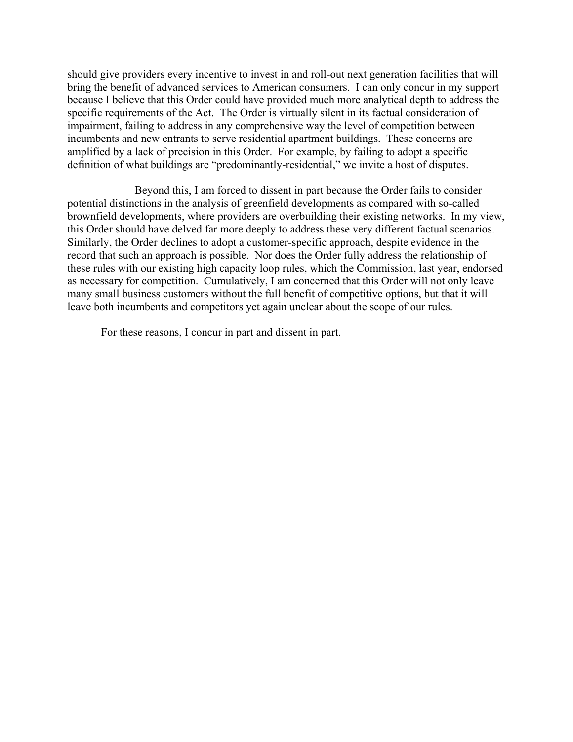should give providers every incentive to invest in and roll-out next generation facilities that will bring the benefit of advanced services to American consumers. I can only concur in my support because I believe that this Order could have provided much more analytical depth to address the specific requirements of the Act. The Order is virtually silent in its factual consideration of impairment, failing to address in any comprehensive way the level of competition between incumbents and new entrants to serve residential apartment buildings. These concerns are amplified by a lack of precision in this Order. For example, by failing to adopt a specific definition of what buildings are "predominantly-residential," we invite a host of disputes.

Beyond this, I am forced to dissent in part because the Order fails to consider potential distinctions in the analysis of greenfield developments as compared with so-called brownfield developments, where providers are overbuilding their existing networks. In my view, this Order should have delved far more deeply to address these very different factual scenarios. Similarly, the Order declines to adopt a customer-specific approach, despite evidence in the record that such an approach is possible. Nor does the Order fully address the relationship of these rules with our existing high capacity loop rules, which the Commission, last year, endorsed as necessary for competition. Cumulatively, I am concerned that this Order will not only leave many small business customers without the full benefit of competitive options, but that it will leave both incumbents and competitors yet again unclear about the scope of our rules.

For these reasons, I concur in part and dissent in part.